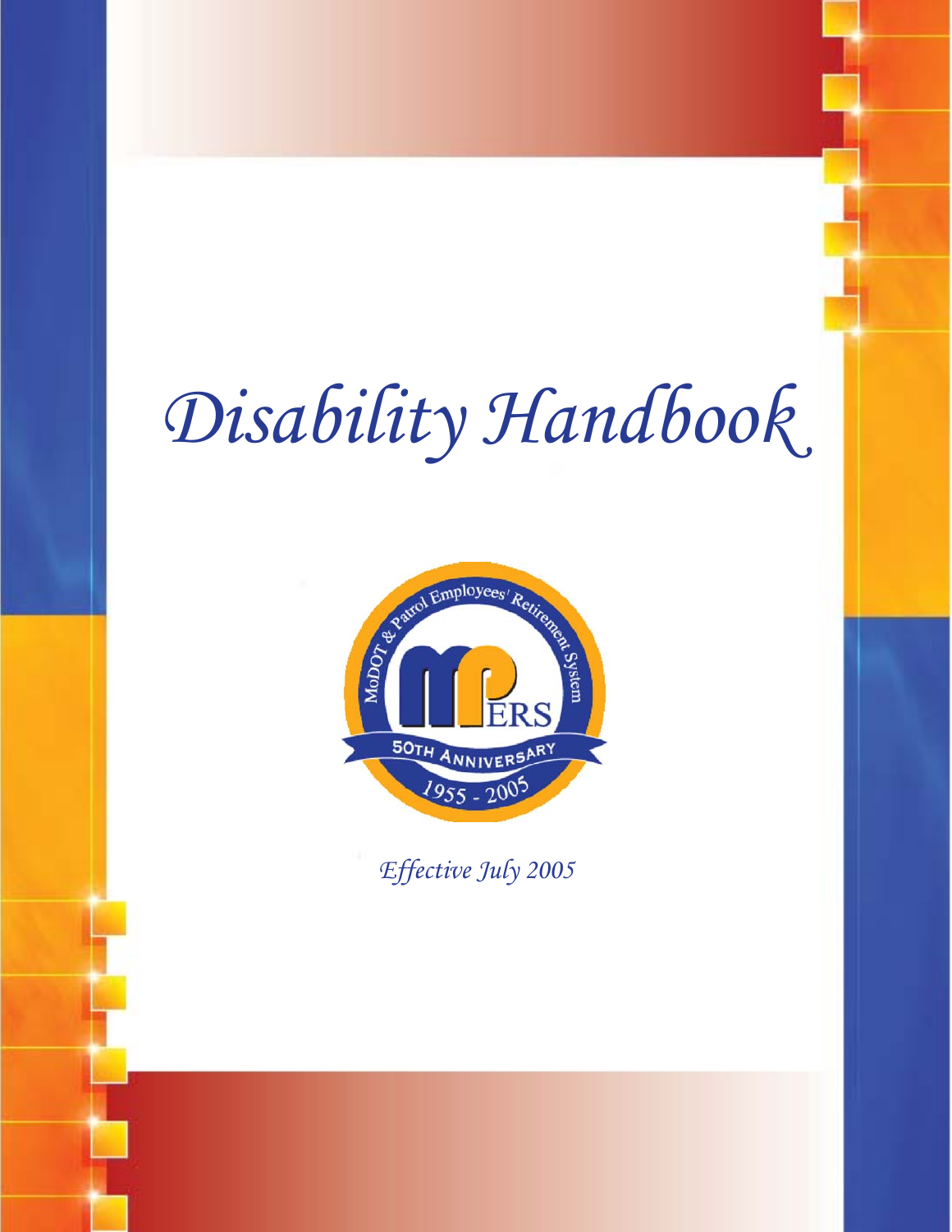# Disability Handbook

MoDOT & Patrol Employees' Retirement System

MPERS

50TH ANNIVERSARY

1955 - 2005

*Effective July 2005*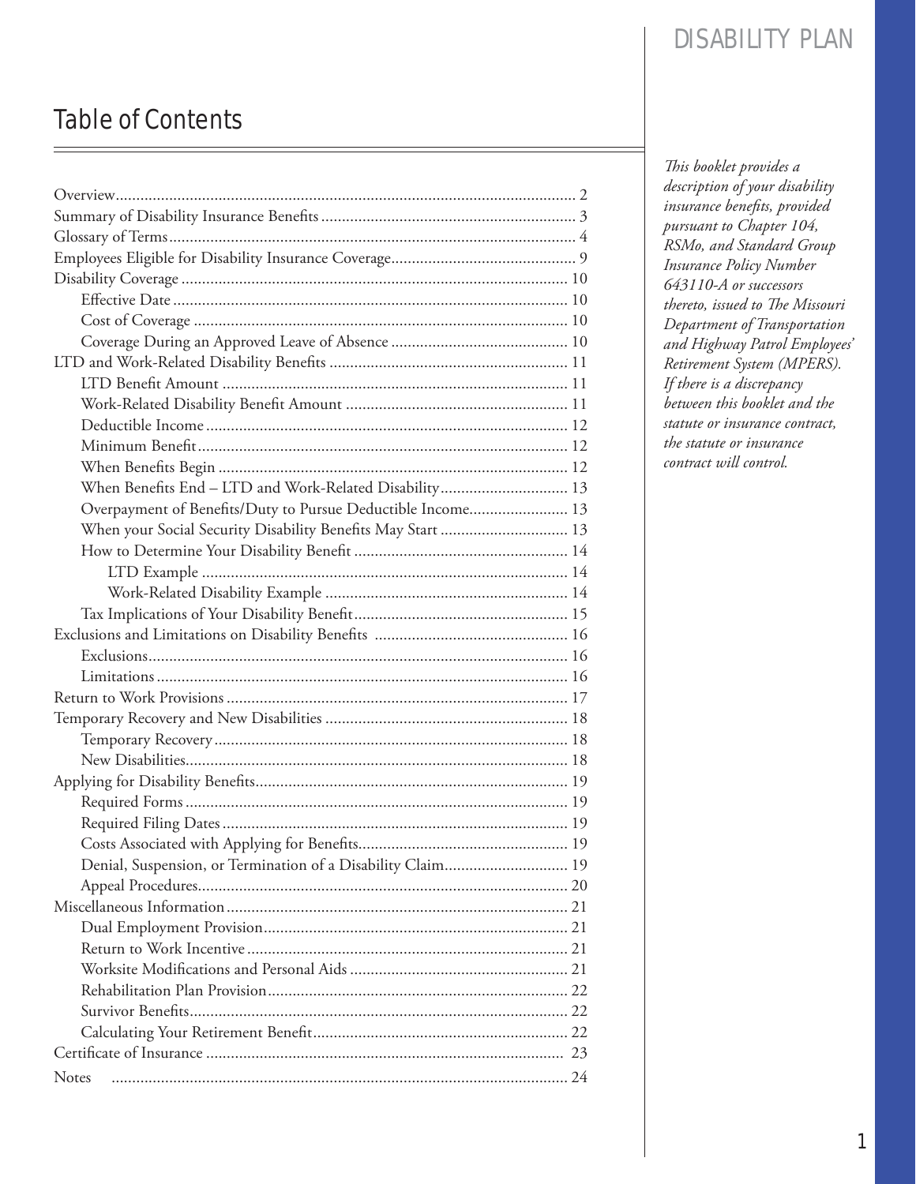# Table of Contents

*This booklet provides a description of your disability insurance benefits, provided pursuant to Chapter 104, RSMo, and Standard Group Insurance Policy Number 643110-A or successors thereto, issued to The Missouri Department of Transportation and Highway Patrol Employees' Retirement System (MPERS). If there is a discrepancy between this booklet and the statute or insurance contract, the statute or insurance contract will control.*

- Overview ..... 2
- Summary of Disability Insurance Benefits ..... 3
- Glossary of Terms ..... 4
- Employees Eligible for Disability Insurance Coverage ..... 9
- Disability Coverage ..... 10
  - Effective Date ..... 10
  - Cost of Coverage ..... 10
  - Coverage During an Approved Leave of Absence ..... 10
- LTD and Work-Related Disability Benefits ..... 11
  - LTD Benefit Amount ..... 11
  - Work-Related Disability Benefit Amount ..... 11
  - Deductible Income ..... 12
  - Minimum Benefit ..... 12
  - When Benefits Begin ..... 12
  - When Benefits End – LTD and Work-Related Disability ..... 13
  - Overpayment of Benefits/Duty to Pursue Deductible Income ..... 13
  - When your Social Security Disability Benefits May Start ..... 13
  - How to Determine Your Disability Benefit ..... 14
    - LTD Example ..... 14
    - Work-Related Disability Example ..... 14
  - Tax Implications of Your Disability Benefit ..... 15
- Exclusions and Limitations on Disability Benefits ..... 16
  - Exclusions ..... 16
  - Limitations ..... 16
- Return to Work Provisions ..... 17
- Temporary Recovery and New Disabilities ..... 18
  - Temporary Recovery ..... 18
  - New Disabilities ..... 18
- Applying for Disability Benefits ..... 19
  - Required Forms ..... 19
  - Required Filing Dates ..... 19
  - Costs Associated with Applying for Benefits ..... 19
  - Denial, Suspension, or Termination of a Disability Claim ..... 19
  - Appeal Procedures ..... 20
- Miscellaneous Information ..... 21
  - Dual Employment Provision ..... 21
  - Return to Work Incentive ..... 21
  - Worksite Modifications and Personal Aids ..... 21
  - Rehabilitation Plan Provision ..... 22
  - Survivor Benefits ..... 22
  - Calculating Your Retirement Benefit ..... 22
- Certificate of Insurance ..... 23
- Notes ..... 24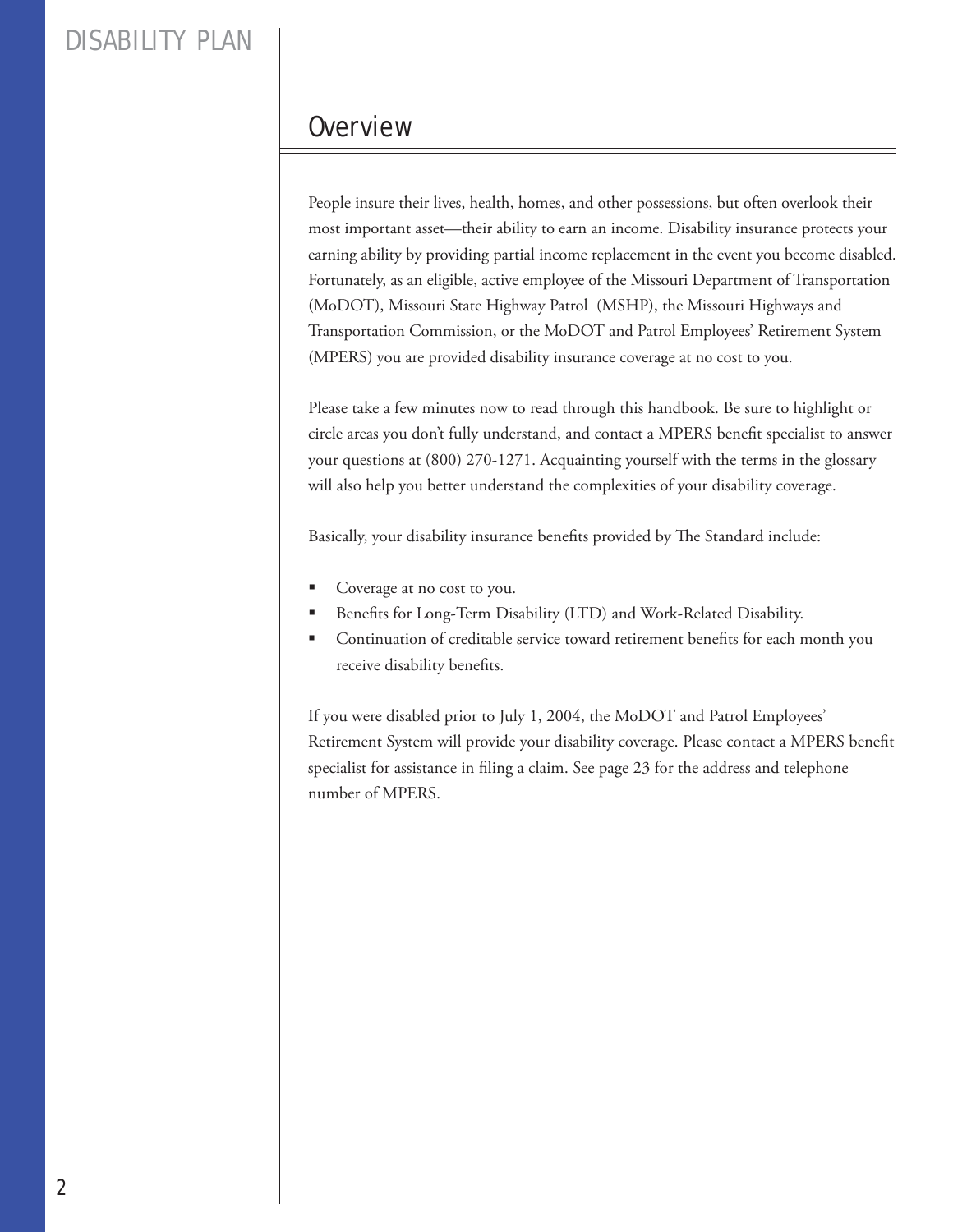## Overview

People insure their lives, health, homes, and other possessions, but often overlook their most important asset—their ability to earn an income. Disability insurance protects your earning ability by providing partial income replacement in the event you become disabled. Fortunately, as an eligible, active employee of the Missouri Department of Transportation (MoDOT), Missouri State Highway Patrol (MSHP), the Missouri Highways and Transportation Commission, or the MoDOT and Patrol Employees' Retirement System (MPERS) you are provided disability insurance coverage at no cost to you.

Please take a few minutes now to read through this handbook. Be sure to highlight or circle areas you don't fully understand, and contact a MPERS benefit specialist to answer your questions at (800) 270-1271. Acquainting yourself with the terms in the glossary will also help you better understand the complexities of your disability coverage.

Basically, your disability insurance benefits provided by The Standard include:

- Coverage at no cost to you.
- Benefits for Long-Term Disability (LTD) and Work-Related Disability.
- Continuation of creditable service toward retirement benefits for each month you receive disability benefits.

If you were disabled prior to July 1, 2004, the MoDOT and Patrol Employees' Retirement System will provide your disability coverage. Please contact a MPERS benefit specialist for assistance in filing a claim. See page 23 for the address and telephone number of MPERS.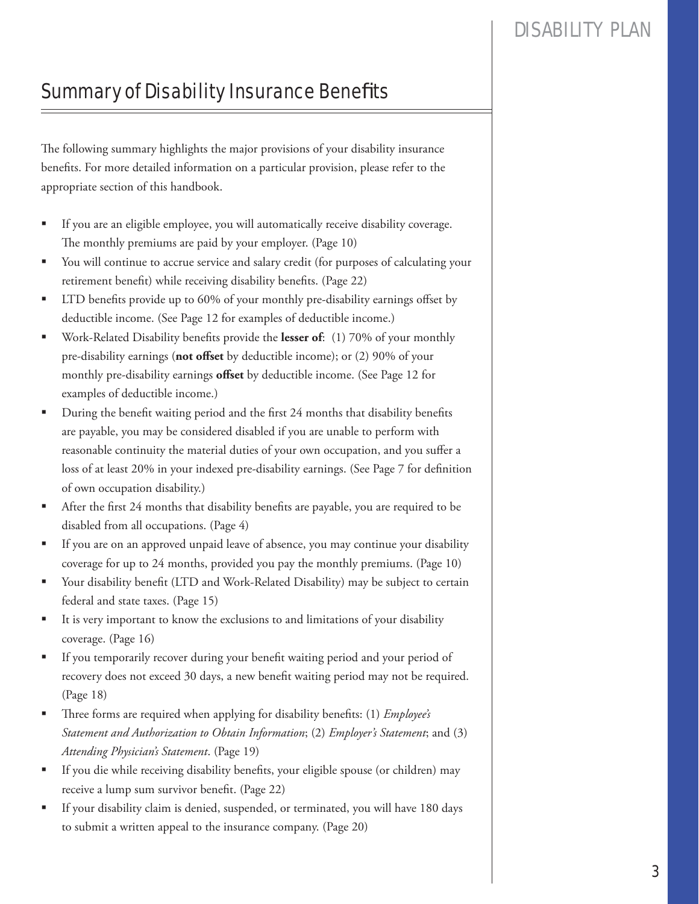## Summary of Disability Insurance Benefits

The following summary highlights the major provisions of your disability insurance benefits. For more detailed information on a particular provision, please refer to the appropriate section of this handbook.

- If you are an eligible employee, you will automatically receive disability coverage. The monthly premiums are paid by your employer. (Page 10)
- You will continue to accrue service and salary credit (for purposes of calculating your retirement benefit) while receiving disability benefits. (Page 22)
- LTD benefits provide up to 60% of your monthly pre-disability earnings offset by deductible income. (See Page 12 for examples of deductible income.)
- Work-Related Disability benefits provide the **lesser of**: (1) 70% of your monthly pre-disability earnings (**not offset** by deductible income); or (2) 90% of your monthly pre-disability earnings **offset** by deductible income. (See Page 12 for examples of deductible income.)
- During the benefit waiting period and the first 24 months that disability benefits are payable, you may be considered disabled if you are unable to perform with reasonable continuity the material duties of your own occupation, and you suffer a loss of at least 20% in your indexed pre-disability earnings. (See Page 7 for definition of own occupation disability.)
- After the first 24 months that disability benefits are payable, you are required to be disabled from all occupations. (Page 4)
- If you are on an approved unpaid leave of absence, you may continue your disability coverage for up to 24 months, provided you pay the monthly premiums. (Page 10)
- Your disability benefit (LTD and Work-Related Disability) may be subject to certain federal and state taxes. (Page 15)
- It is very important to know the exclusions to and limitations of your disability coverage. (Page 16)
- If you temporarily recover during your benefit waiting period and your period of recovery does not exceed 30 days, a new benefit waiting period may not be required. (Page 18)
- Three forms are required when applying for disability benefits: (1) *Employee's Statement and Authorization to Obtain Information*; (2) *Employer's Statement*; and (3) *Attending Physician's Statement*. (Page 19)
- If you die while receiving disability benefits, your eligible spouse (or children) may receive a lump sum survivor benefit. (Page 22)
- If your disability claim is denied, suspended, or terminated, you will have 180 days to submit a written appeal to the insurance company. (Page 20)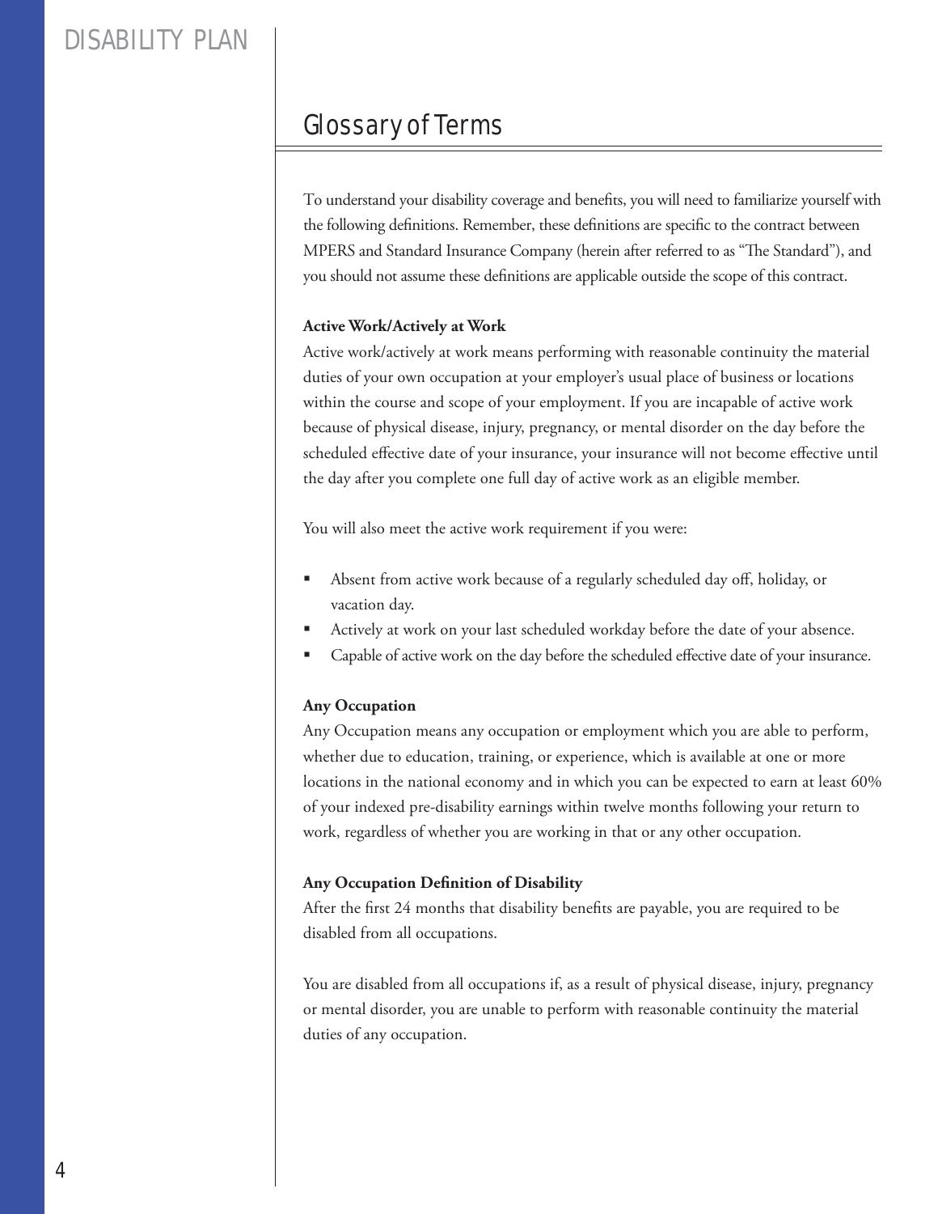## Glossary of Terms

To understand your disability coverage and benefits, you will need to familiarize yourself with the following definitions. Remember, these definitions are specific to the contract between MPERS and Standard Insurance Company (herein after referred to as "The Standard"), and you should not assume these definitions are applicable outside the scope of this contract.

### Active Work/Actively at Work

Active work/actively at work means performing with reasonable continuity the material duties of your own occupation at your employer's usual place of business or locations within the course and scope of your employment. If you are incapable of active work because of physical disease, injury, pregnancy, or mental disorder on the day before the scheduled effective date of your insurance, your insurance will not become effective until the day after you complete one full day of active work as an eligible member.

You will also meet the active work requirement if you were:

- Absent from active work because of a regularly scheduled day off, holiday, or vacation day.
- Actively at work on your last scheduled workday before the date of your absence.
- Capable of active work on the day before the scheduled effective date of your insurance.

### Any Occupation

Any Occupation means any occupation or employment which you are able to perform, whether due to education, training, or experience, which is available at one or more locations in the national economy and in which you can be expected to earn at least 60% of your indexed pre-disability earnings within twelve months following your return to work, regardless of whether you are working in that or any other occupation.

### Any Occupation Definition of Disability

After the first 24 months that disability benefits are payable, you are required to be disabled from all occupations.

You are disabled from all occupations if, as a result of physical disease, injury, pregnancy or mental disorder, you are unable to perform with reasonable continuity the material duties of any occupation.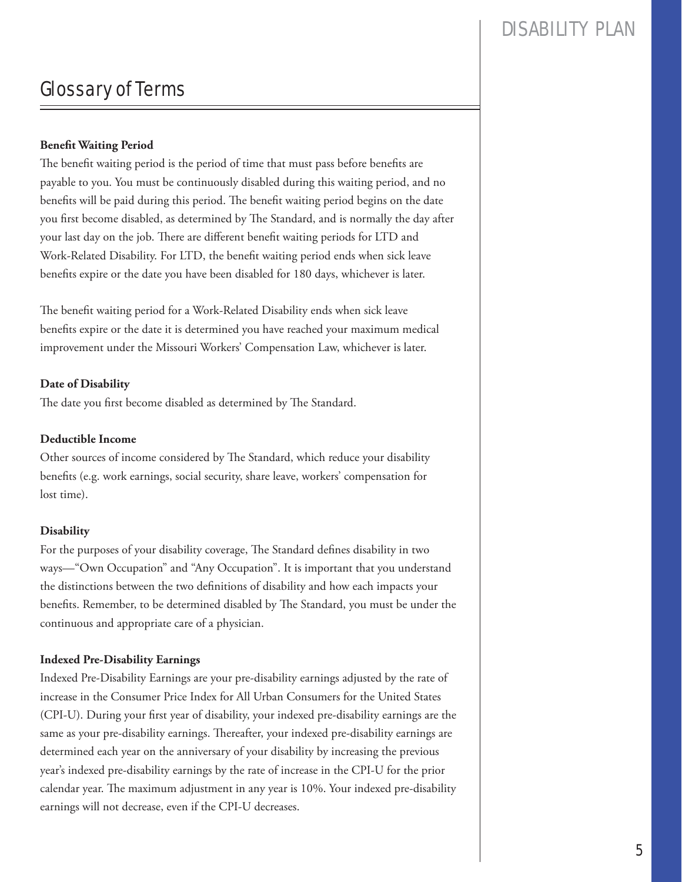## Glossary of Terms

**Benefit Waiting Period**

The benefit waiting period is the period of time that must pass before benefits are payable to you. You must be continuously disabled during this waiting period, and no benefits will be paid during this period. The benefit waiting period begins on the date you first become disabled, as determined by The Standard, and is normally the day after your last day on the job. There are different benefit waiting periods for LTD and Work-Related Disability. For LTD, the benefit waiting period ends when sick leave benefits expire or the date you have been disabled for 180 days, whichever is later.

The benefit waiting period for a Work-Related Disability ends when sick leave benefits expire or the date it is determined you have reached your maximum medical improvement under the Missouri Workers' Compensation Law, whichever is later.

**Date of Disability**

The date you first become disabled as determined by The Standard.

**Deductible Income**

Other sources of income considered by The Standard, which reduce your disability benefits (e.g. work earnings, social security, share leave, workers' compensation for lost time).

**Disability**

For the purposes of your disability coverage, The Standard defines disability in two ways—"Own Occupation" and "Any Occupation". It is important that you understand the distinctions between the two definitions of disability and how each impacts your benefits. Remember, to be determined disabled by The Standard, you must be under the continuous and appropriate care of a physician.

**Indexed Pre-Disability Earnings**

Indexed Pre-Disability Earnings are your pre-disability earnings adjusted by the rate of increase in the Consumer Price Index for All Urban Consumers for the United States (CPI-U). During your first year of disability, your indexed pre-disability earnings are the same as your pre-disability earnings. Thereafter, your indexed pre-disability earnings are determined each year on the anniversary of your disability by increasing the previous year's indexed pre-disability earnings by the rate of increase in the CPI-U for the prior calendar year. The maximum adjustment in any year is 10%. Your indexed pre-disability earnings will not decrease, even if the CPI-U decreases.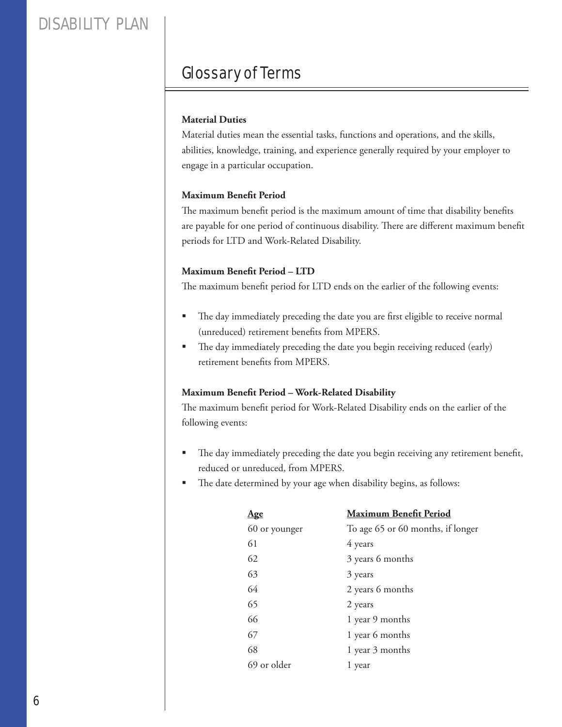## Glossary of Terms

**Material Duties**

Material duties mean the essential tasks, functions and operations, and the skills, abilities, knowledge, training, and experience generally required by your employer to engage in a particular occupation.

**Maximum Benefit Period**

The maximum benefit period is the maximum amount of time that disability benefits are payable for one period of continuous disability. There are different maximum benefit periods for LTD and Work-Related Disability.

**Maximum Benefit Period – LTD**

The maximum benefit period for LTD ends on the earlier of the following events:

- The day immediately preceding the date you are first eligible to receive normal (unreduced) retirement benefits from MPERS.
- The day immediately preceding the date you begin receiving reduced (early) retirement benefits from MPERS.

**Maximum Benefit Period – Work-Related Disability**

The maximum benefit period for Work-Related Disability ends on the earlier of the following events:

- The day immediately preceding the date you begin receiving any retirement benefit, reduced or unreduced, from MPERS.
- The date determined by your age when disability begins, as follows:

| Age | Maximum Benefit Period |
|---|---|
| 60 or younger | To age 65 or 60 months, if longer |
| 61 | 4 years |
| 62 | 3 years 6 months |
| 63 | 3 years |
| 64 | 2 years 6 months |
| 65 | 2 years |
| 66 | 1 year 9 months |
| 67 | 1 year 6 months |
| 68 | 1 year 3 months |
| 69 or older | 1 year |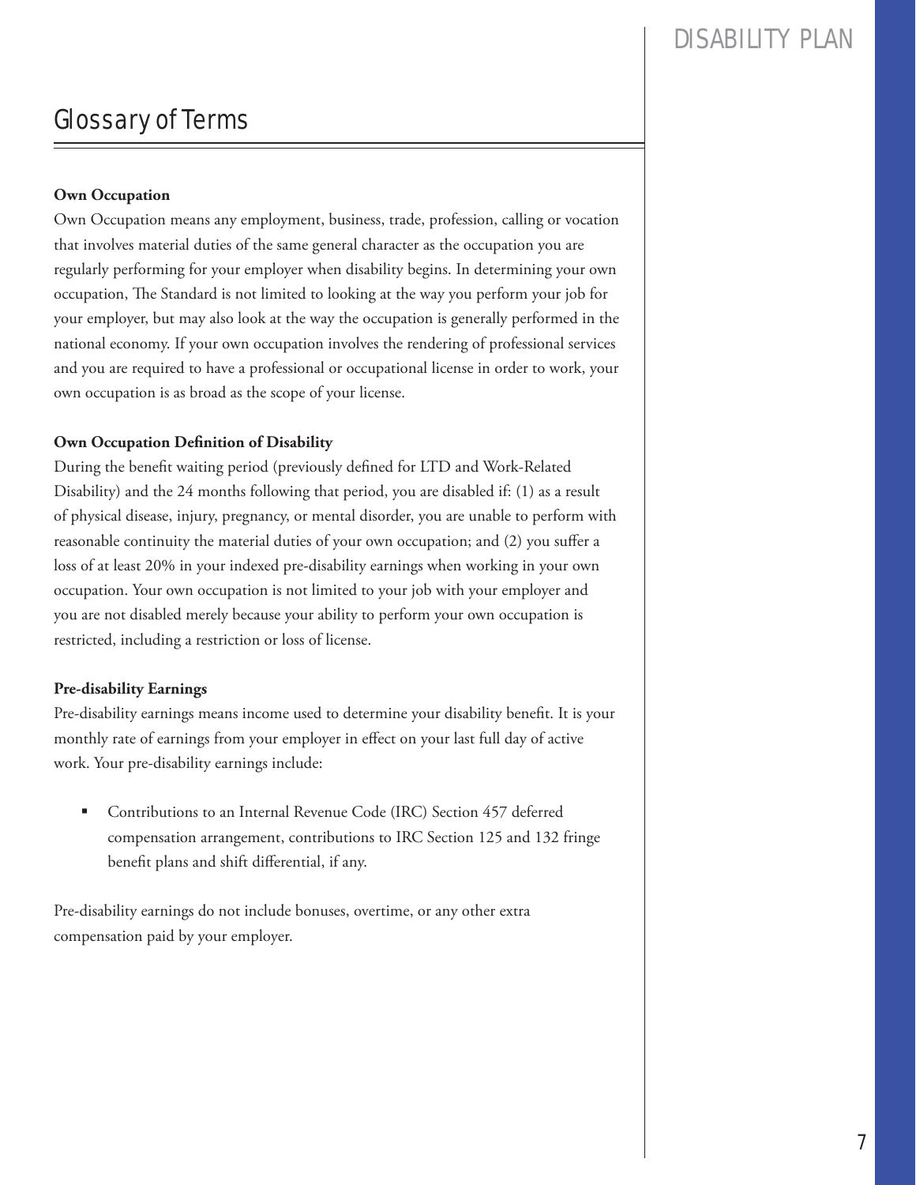## Glossary of Terms

**Own Occupation**

Own Occupation means any employment, business, trade, profession, calling or vocation that involves material duties of the same general character as the occupation you are regularly performing for your employer when disability begins. In determining your own occupation, The Standard is not limited to looking at the way you perform your job for your employer, but may also look at the way the occupation is generally performed in the national economy. If your own occupation involves the rendering of professional services and you are required to have a professional or occupational license in order to work, your own occupation is as broad as the scope of your license.

**Own Occupation Definition of Disability**

During the benefit waiting period (previously defined for LTD and Work-Related Disability) and the 24 months following that period, you are disabled if: (1) as a result of physical disease, injury, pregnancy, or mental disorder, you are unable to perform with reasonable continuity the material duties of your own occupation; and (2) you suffer a loss of at least 20% in your indexed pre-disability earnings when working in your own occupation. Your own occupation is not limited to your job with your employer and you are not disabled merely because your ability to perform your own occupation is restricted, including a restriction or loss of license.

**Pre-disability Earnings**

Pre-disability earnings means income used to determine your disability benefit. It is your monthly rate of earnings from your employer in effect on your last full day of active work. Your pre-disability earnings include:

- Contributions to an Internal Revenue Code (IRC) Section 457 deferred compensation arrangement, contributions to IRC Section 125 and 132 fringe benefit plans and shift differential, if any.

Pre-disability earnings do not include bonuses, overtime, or any other extra compensation paid by your employer.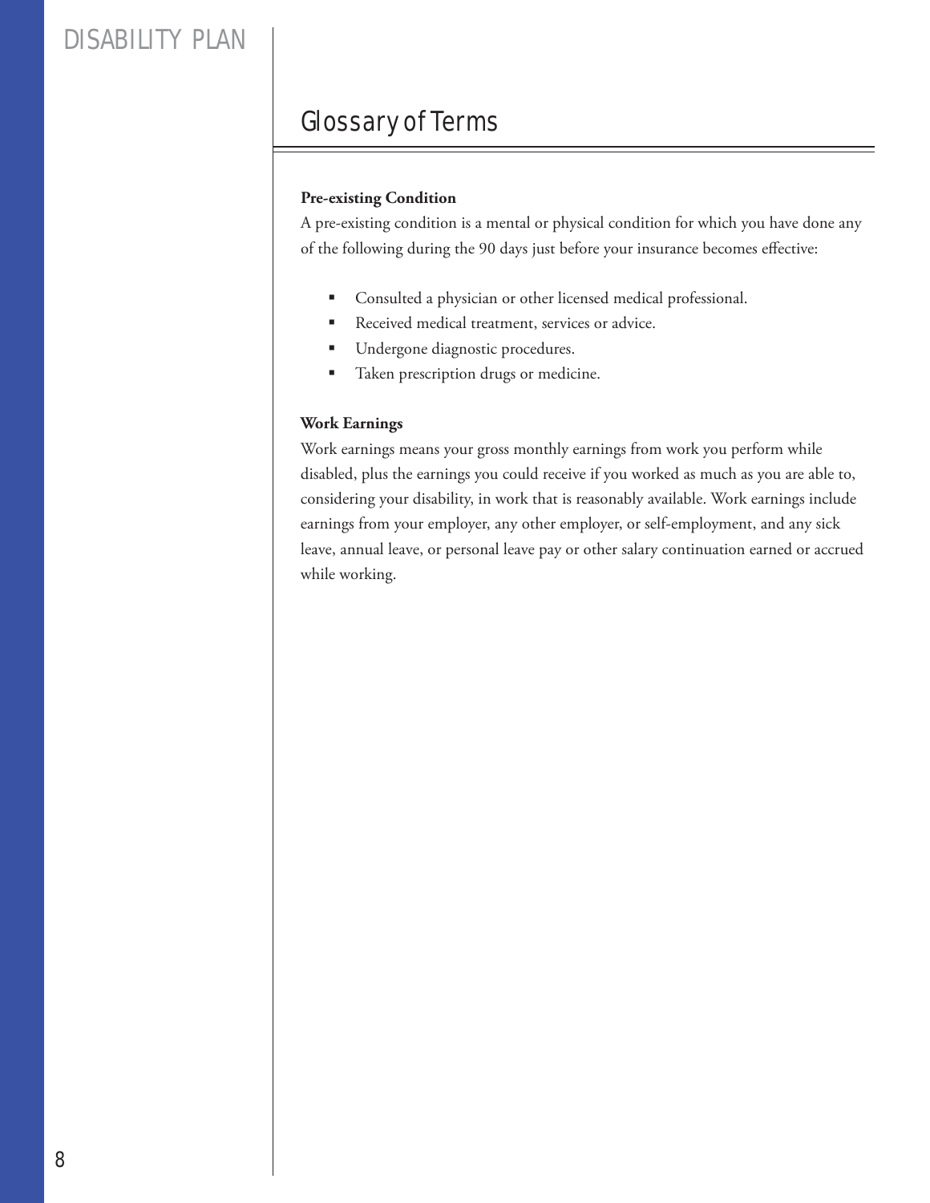## Glossary of Terms

**Pre-existing Condition**

A pre-existing condition is a mental or physical condition for which you have done any of the following during the 90 days just before your insurance becomes effective:

- Consulted a physician or other licensed medical professional.
- Received medical treatment, services or advice.
- Undergone diagnostic procedures.
- Taken prescription drugs or medicine.

**Work Earnings**

Work earnings means your gross monthly earnings from work you perform while disabled, plus the earnings you could receive if you worked as much as you are able to, considering your disability, in work that is reasonably available. Work earnings include earnings from your employer, any other employer, or self-employment, and any sick leave, annual leave, or personal leave pay or other salary continuation earned or accrued while working.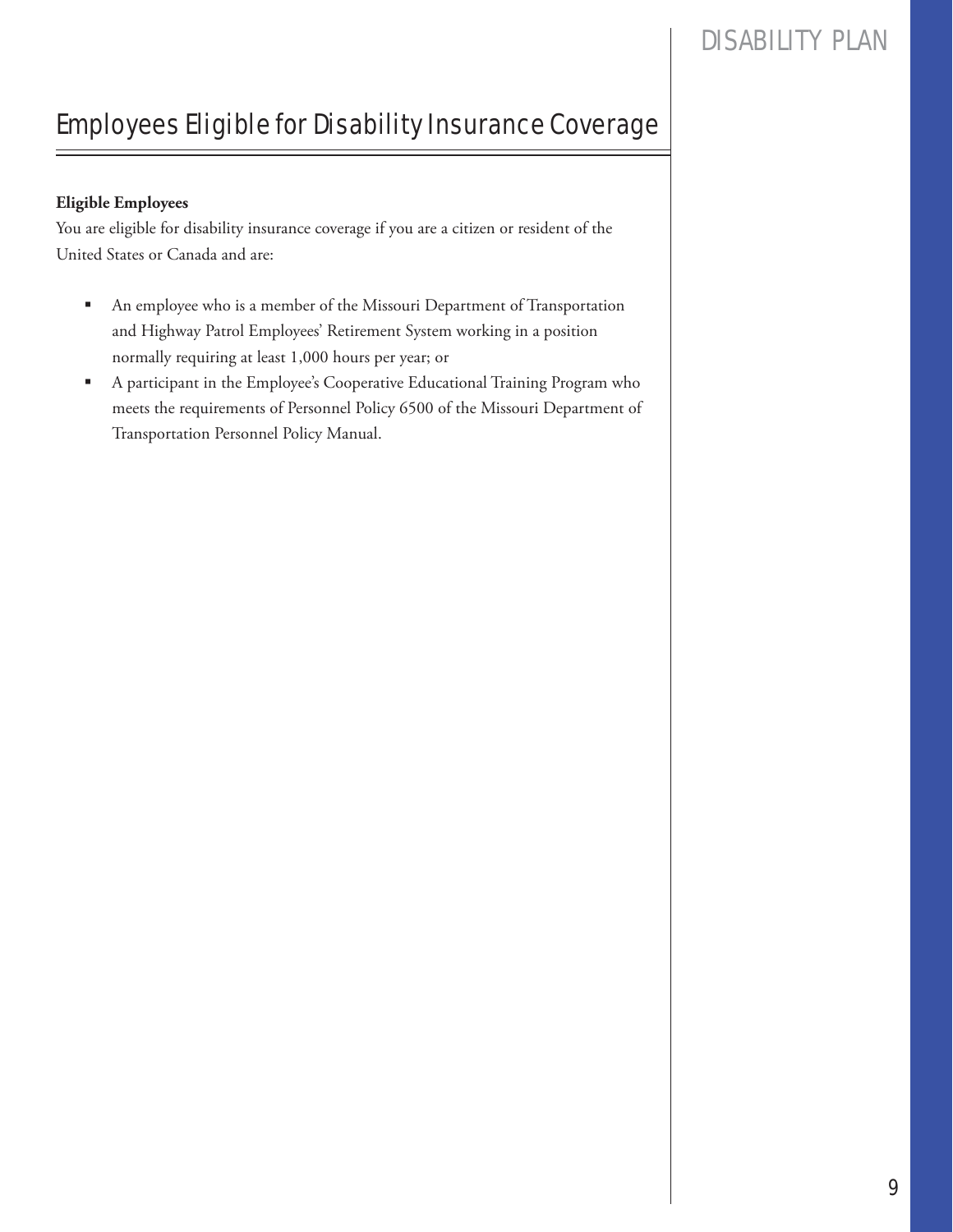# Employees Eligible for Disability Insurance Coverage

**Eligible Employees**

You are eligible for disability insurance coverage if you are a citizen or resident of the United States or Canada and are:

- An employee who is a member of the Missouri Department of Transportation and Highway Patrol Employees' Retirement System working in a position normally requiring at least 1,000 hours per year; or
- A participant in the Employee's Cooperative Educational Training Program who meets the requirements of Personnel Policy 6500 of the Missouri Department of Transportation Personnel Policy Manual.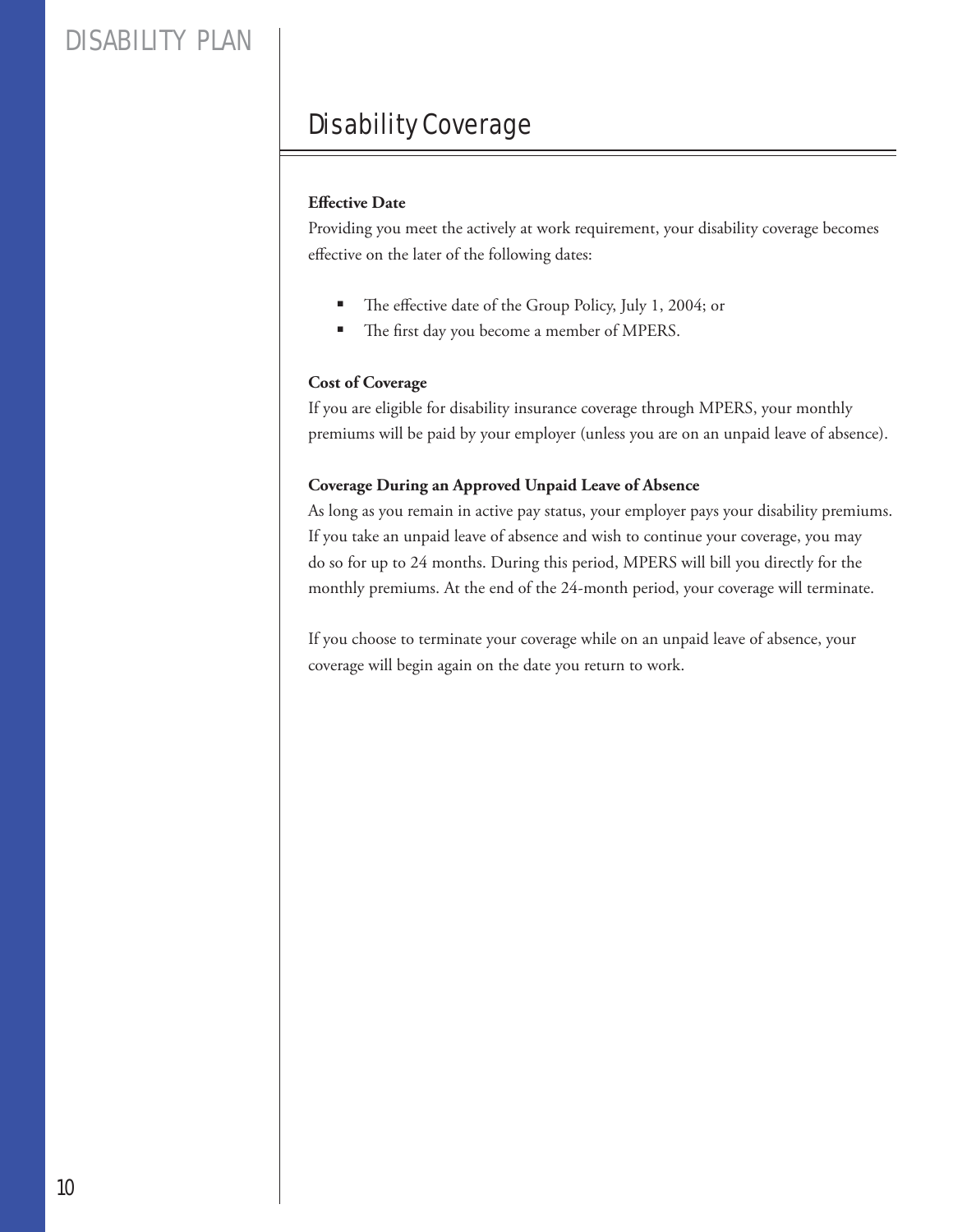## Disability Coverage

**Effective Date**

Providing you meet the actively at work requirement, your disability coverage becomes effective on the later of the following dates:

- The effective date of the Group Policy, July 1, 2004; or
- The first day you become a member of MPERS.

**Cost of Coverage**

If you are eligible for disability insurance coverage through MPERS, your monthly premiums will be paid by your employer (unless you are on an unpaid leave of absence).

**Coverage During an Approved Unpaid Leave of Absence**

As long as you remain in active pay status, your employer pays your disability premiums. If you take an unpaid leave of absence and wish to continue your coverage, you may do so for up to 24 months. During this period, MPERS will bill you directly for the monthly premiums. At the end of the 24-month period, your coverage will terminate.

If you choose to terminate your coverage while on an unpaid leave of absence, your coverage will begin again on the date you return to work.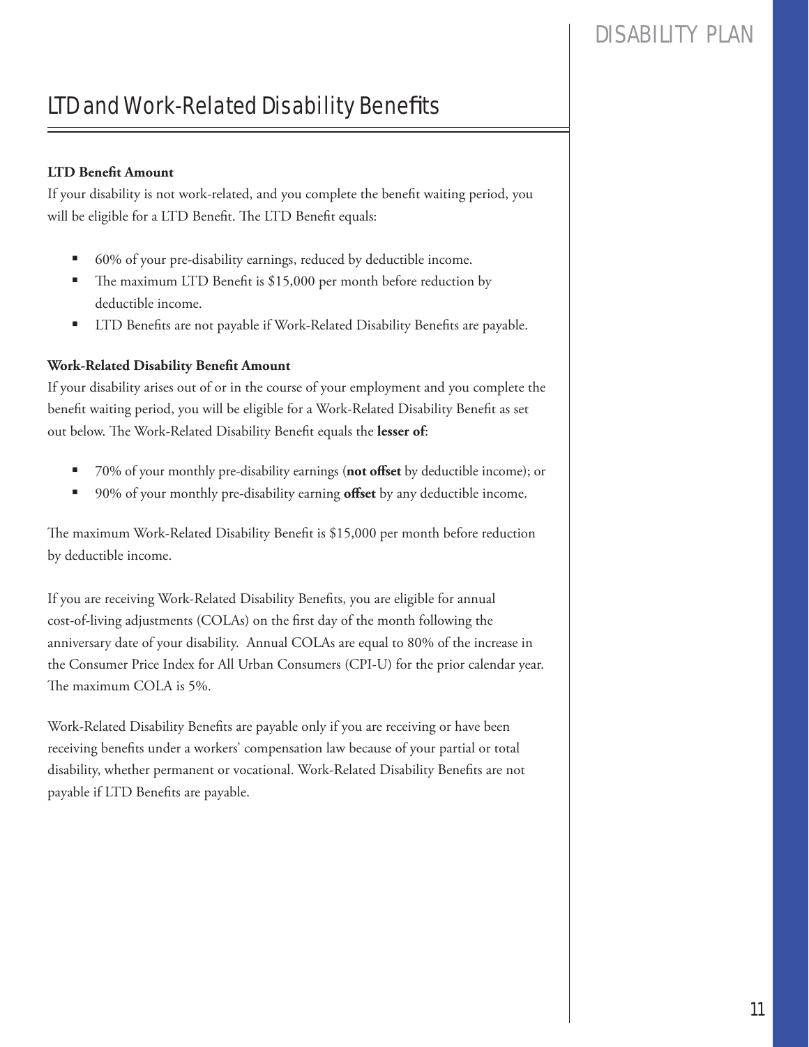## LTD and Work-Related Disability Benefits

**LTD Benefit Amount**

If your disability is not work-related, and you complete the benefit waiting period, you will be eligible for a LTD Benefit. The LTD Benefit equals:

- 60% of your pre-disability earnings, reduced by deductible income.
- The maximum LTD Benefit is $15,000 per month before reduction by deductible income.
- LTD Benefits are not payable if Work-Related Disability Benefits are payable.

**Work-Related Disability Benefit Amount**

If your disability arises out of or in the course of your employment and you complete the benefit waiting period, you will be eligible for a Work-Related Disability Benefit as set out below. The Work-Related Disability Benefit equals the **lesser of**:

- 70% of your monthly pre-disability earnings (**not offset** by deductible income); or
- 90% of your monthly pre-disability earning **offset** by any deductible income.

The maximum Work-Related Disability Benefit is $15,000 per month before reduction by deductible income.

If you are receiving Work-Related Disability Benefits, you are eligible for annual cost-of-living adjustments (COLAs) on the first day of the month following the anniversary date of your disability. Annual COLAs are equal to 80% of the increase in the Consumer Price Index for All Urban Consumers (CPI-U) for the prior calendar year. The maximum COLA is 5%.

Work-Related Disability Benefits are payable only if you are receiving or have been receiving benefits under a workers' compensation law because of your partial or total disability, whether permanent or vocational. Work-Related Disability Benefits are not payable if LTD Benefits are payable.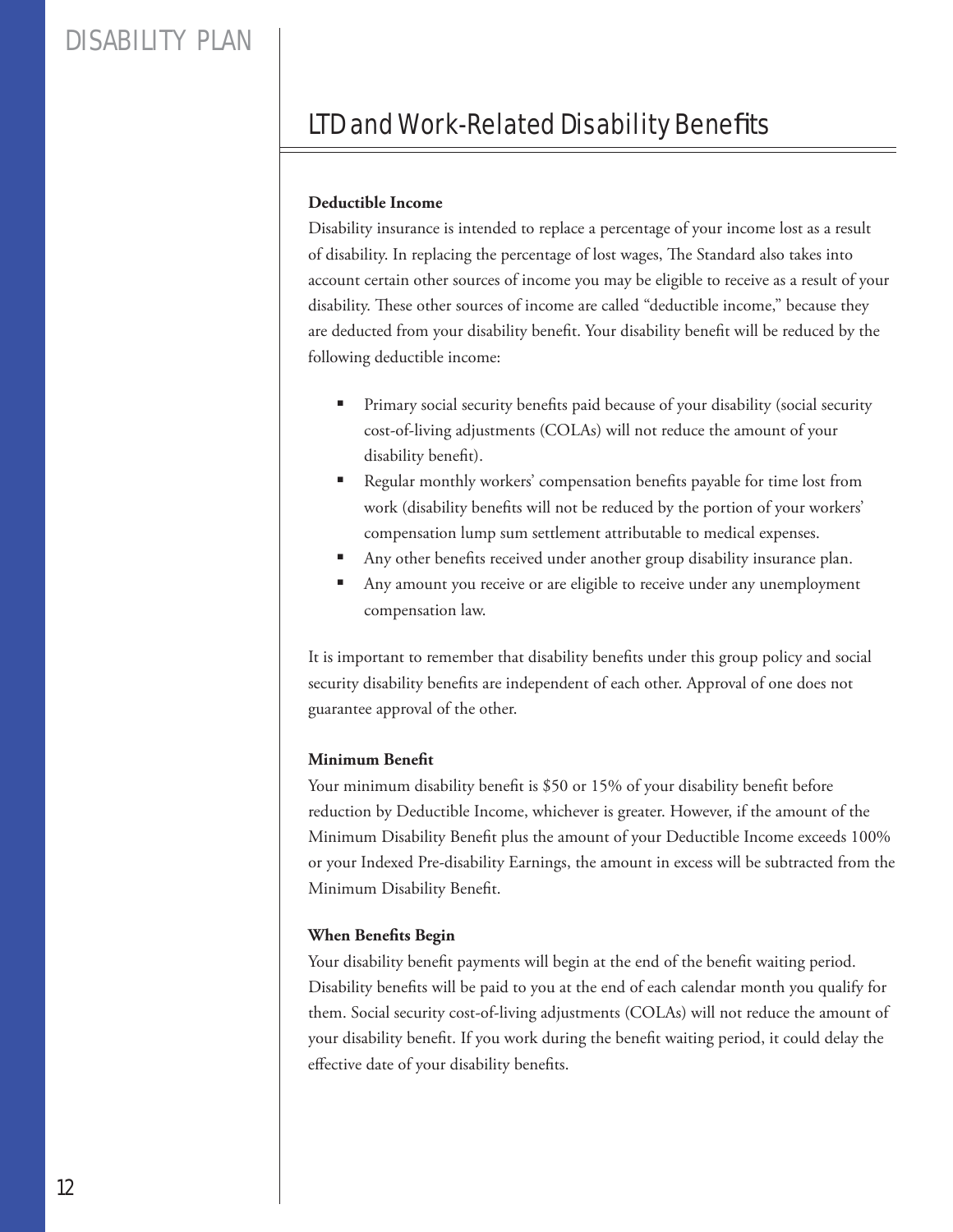## LTD and Work-Related Disability Benefits

**Deductible Income**

Disability insurance is intended to replace a percentage of your income lost as a result of disability. In replacing the percentage of lost wages, The Standard also takes into account certain other sources of income you may be eligible to receive as a result of your disability. These other sources of income are called "deductible income," because they are deducted from your disability benefit. Your disability benefit will be reduced by the following deductible income:

- Primary social security benefits paid because of your disability (social security cost-of-living adjustments (COLAs) will not reduce the amount of your disability benefit).
- Regular monthly workers' compensation benefits payable for time lost from work (disability benefits will not be reduced by the portion of your workers' compensation lump sum settlement attributable to medical expenses.
- Any other benefits received under another group disability insurance plan.
- Any amount you receive or are eligible to receive under any unemployment compensation law.

It is important to remember that disability benefits under this group policy and social security disability benefits are independent of each other. Approval of one does not guarantee approval of the other.

**Minimum Benefit**

Your minimum disability benefit is $50 or 15% of your disability benefit before reduction by Deductible Income, whichever is greater. However, if the amount of the Minimum Disability Benefit plus the amount of your Deductible Income exceeds 100% or your Indexed Pre-disability Earnings, the amount in excess will be subtracted from the Minimum Disability Benefit.

**When Benefits Begin**

Your disability benefit payments will begin at the end of the benefit waiting period. Disability benefits will be paid to you at the end of each calendar month you qualify for them. Social security cost-of-living adjustments (COLAs) will not reduce the amount of your disability benefit. If you work during the benefit waiting period, it could delay the effective date of your disability benefits.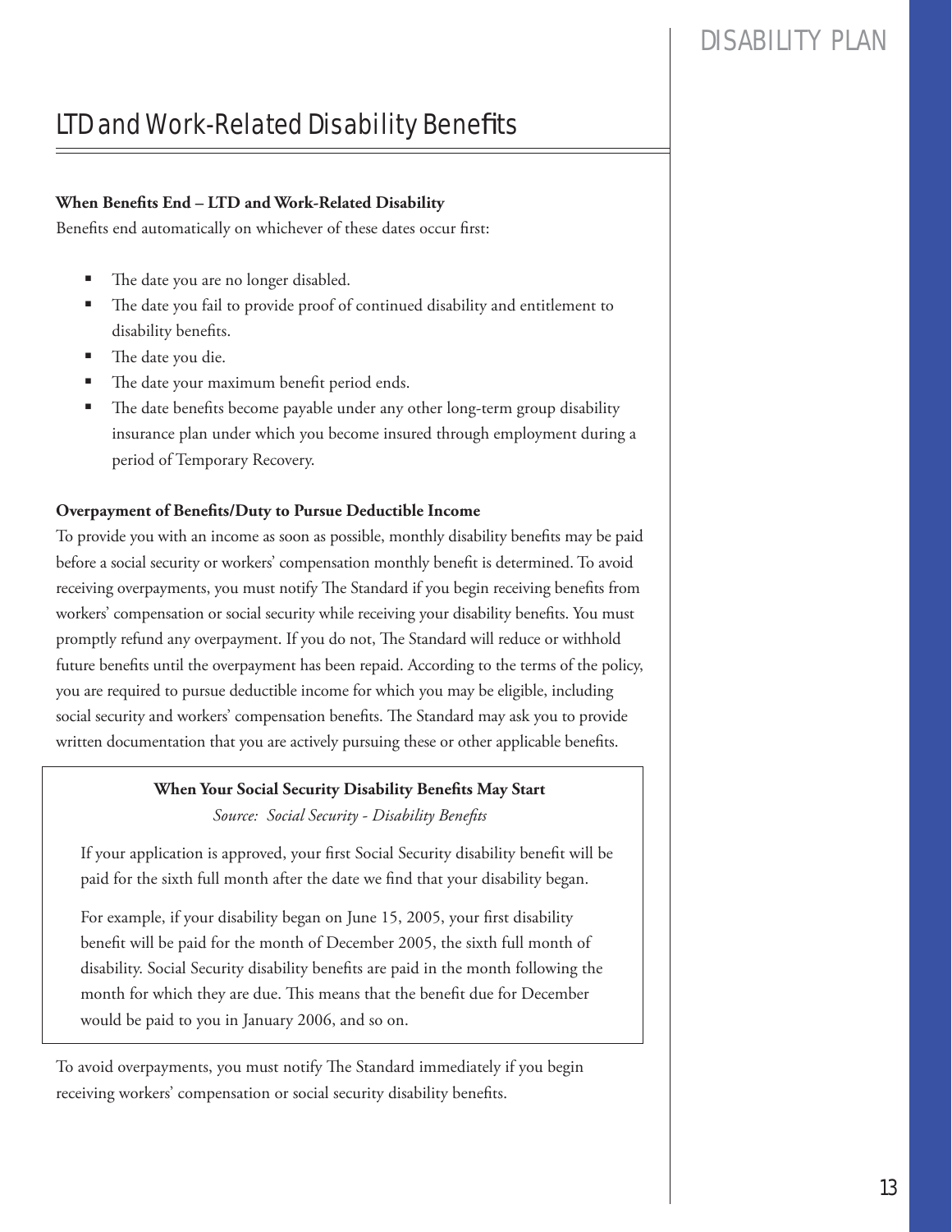# LTD and Work-Related Disability Benefits

**When Benefits End – LTD and Work-Related Disability**

Benefits end automatically on whichever of these dates occur first:

- The date you are no longer disabled.
- The date you fail to provide proof of continued disability and entitlement to disability benefits.
- The date you die.
- The date your maximum benefit period ends.
- The date benefits become payable under any other long-term group disability insurance plan under which you become insured through employment during a period of Temporary Recovery.

**Overpayment of Benefits/Duty to Pursue Deductible Income**

To provide you with an income as soon as possible, monthly disability benefits may be paid before a social security or workers' compensation monthly benefit is determined. To avoid receiving overpayments, you must notify The Standard if you begin receiving benefits from workers' compensation or social security while receiving your disability benefits. You must promptly refund any overpayment. If you do not, The Standard will reduce or withhold future benefits until the overpayment has been repaid. According to the terms of the policy, you are required to pursue deductible income for which you may be eligible, including social security and workers' compensation benefits. The Standard may ask you to provide written documentation that you are actively pursuing these or other applicable benefits.

**When Your Social Security Disability Benefits May Start**

*Source: Social Security - Disability Benefits*

If your application is approved, your first Social Security disability benefit will be paid for the sixth full month after the date we find that your disability began.

For example, if your disability began on June 15, 2005, your first disability benefit will be paid for the month of December 2005, the sixth full month of disability. Social Security disability benefits are paid in the month following the month for which they are due. This means that the benefit due for December would be paid to you in January 2006, and so on.

To avoid overpayments, you must notify The Standard immediately if you begin receiving workers' compensation or social security disability benefits.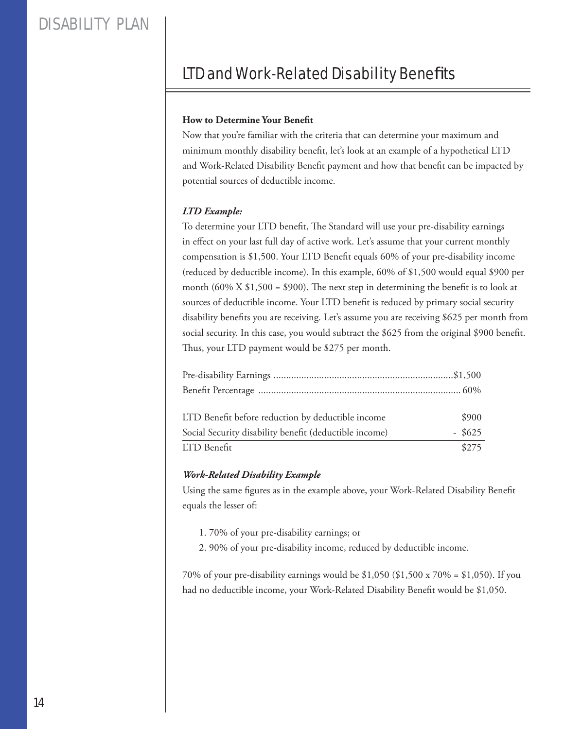## LTD and Work-Related Disability Benefits

**How to Determine Your Benefit**

Now that you're familiar with the criteria that can determine your maximum and minimum monthly disability benefit, let's look at an example of a hypothetical LTD and Work-Related Disability Benefit payment and how that benefit can be impacted by potential sources of deductible income.

***LTD Example:***

To determine your LTD benefit, The Standard will use your pre-disability earnings in effect on your last full day of active work. Let's assume that your current monthly compensation is $1,500. Your LTD Benefit equals 60% of your pre-disability income (reduced by deductible income). In this example, 60% of $1,500 would equal $900 per month (60% X $1,500 = $900). The next step in determining the benefit is to look at sources of deductible income. Your LTD benefit is reduced by primary social security disability benefits you are receiving. Let's assume you are receiving $625 per month from social security. In this case, you would subtract the $625 from the original $900 benefit. Thus, your LTD payment would be $275 per month.

Pre-disability Earnings ....................................................................... $1,500
Benefit Percentage ................................................................................ 60%

| | |
|---|---|
| LTD Benefit before reduction by deductible income | $900 |
| Social Security disability benefit (deductible income) | - $625 |
| LTD Benefit | $275 |

***Work-Related Disability Example***

Using the same figures as in the example above, your Work-Related Disability Benefit equals the lesser of:

1. 70% of your pre-disability earnings; or
2. 90% of your pre-disability income, reduced by deductible income.

70% of your pre-disability earnings would be $1,050 ($1,500 x 70% = $1,050). If you had no deductible income, your Work-Related Disability Benefit would be $1,050.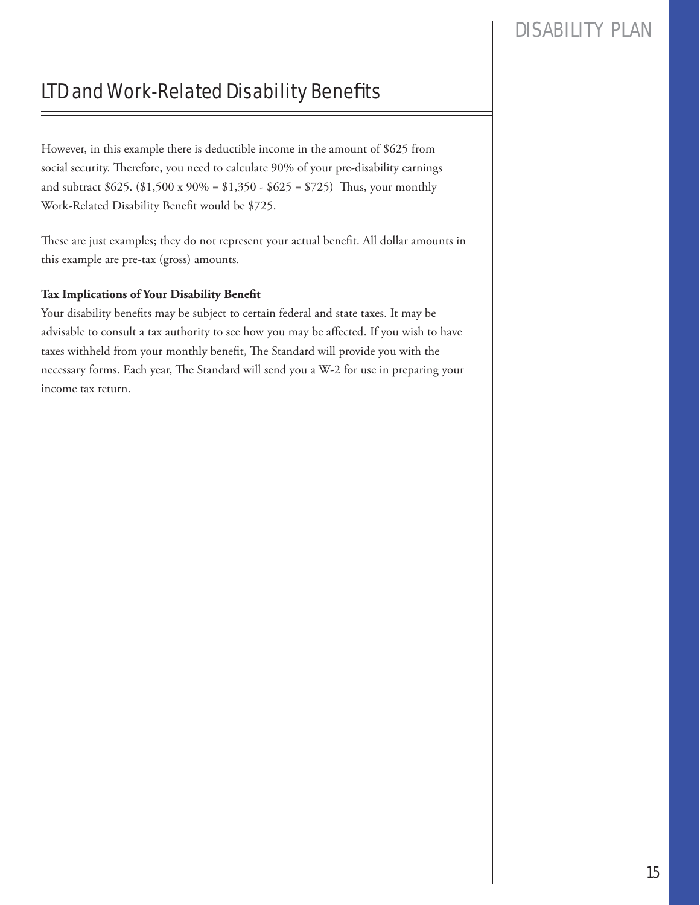## LTD and Work-Related Disability Benefits

However, in this example there is deductible income in the amount of $625 from social security. Therefore, you need to calculate 90% of your pre-disability earnings and subtract $625. ($1,500 x 90% = $1,350 - $625 = $725) Thus, your monthly Work-Related Disability Benefit would be $725.

These are just examples; they do not represent your actual benefit. All dollar amounts in this example are pre-tax (gross) amounts.

**Tax Implications of Your Disability Benefit**

Your disability benefits may be subject to certain federal and state taxes. It may be advisable to consult a tax authority to see how you may be affected. If you wish to have taxes withheld from your monthly benefit, The Standard will provide you with the necessary forms. Each year, The Standard will send you a W-2 for use in preparing your income tax return.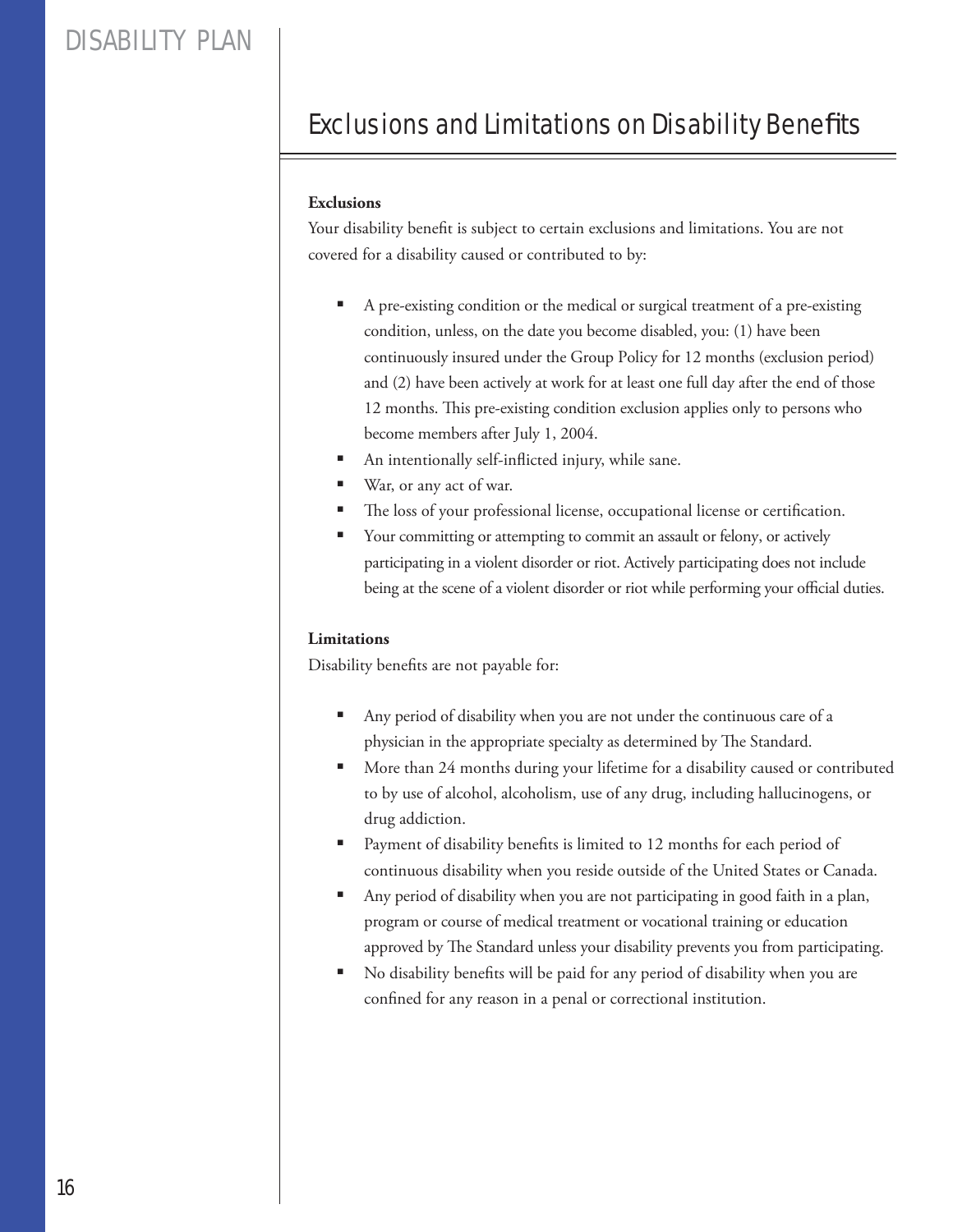## Exclusions and Limitations on Disability Benefits

**Exclusions**

Your disability benefit is subject to certain exclusions and limitations. You are not covered for a disability caused or contributed to by:

- A pre-existing condition or the medical or surgical treatment of a pre-existing condition, unless, on the date you become disabled, you: (1) have been continuously insured under the Group Policy for 12 months (exclusion period) and (2) have been actively at work for at least one full day after the end of those 12 months. This pre-existing condition exclusion applies only to persons who become members after July 1, 2004.
- An intentionally self-inflicted injury, while sane.
- War, or any act of war.
- The loss of your professional license, occupational license or certification.
- Your committing or attempting to commit an assault or felony, or actively participating in a violent disorder or riot. Actively participating does not include being at the scene of a violent disorder or riot while performing your official duties.

**Limitations**

Disability benefits are not payable for:

- Any period of disability when you are not under the continuous care of a physician in the appropriate specialty as determined by The Standard.
- More than 24 months during your lifetime for a disability caused or contributed to by use of alcohol, alcoholism, use of any drug, including hallucinogens, or drug addiction.
- Payment of disability benefits is limited to 12 months for each period of continuous disability when you reside outside of the United States or Canada.
- Any period of disability when you are not participating in good faith in a plan, program or course of medical treatment or vocational training or education approved by The Standard unless your disability prevents you from participating.
- No disability benefits will be paid for any period of disability when you are confined for any reason in a penal or correctional institution.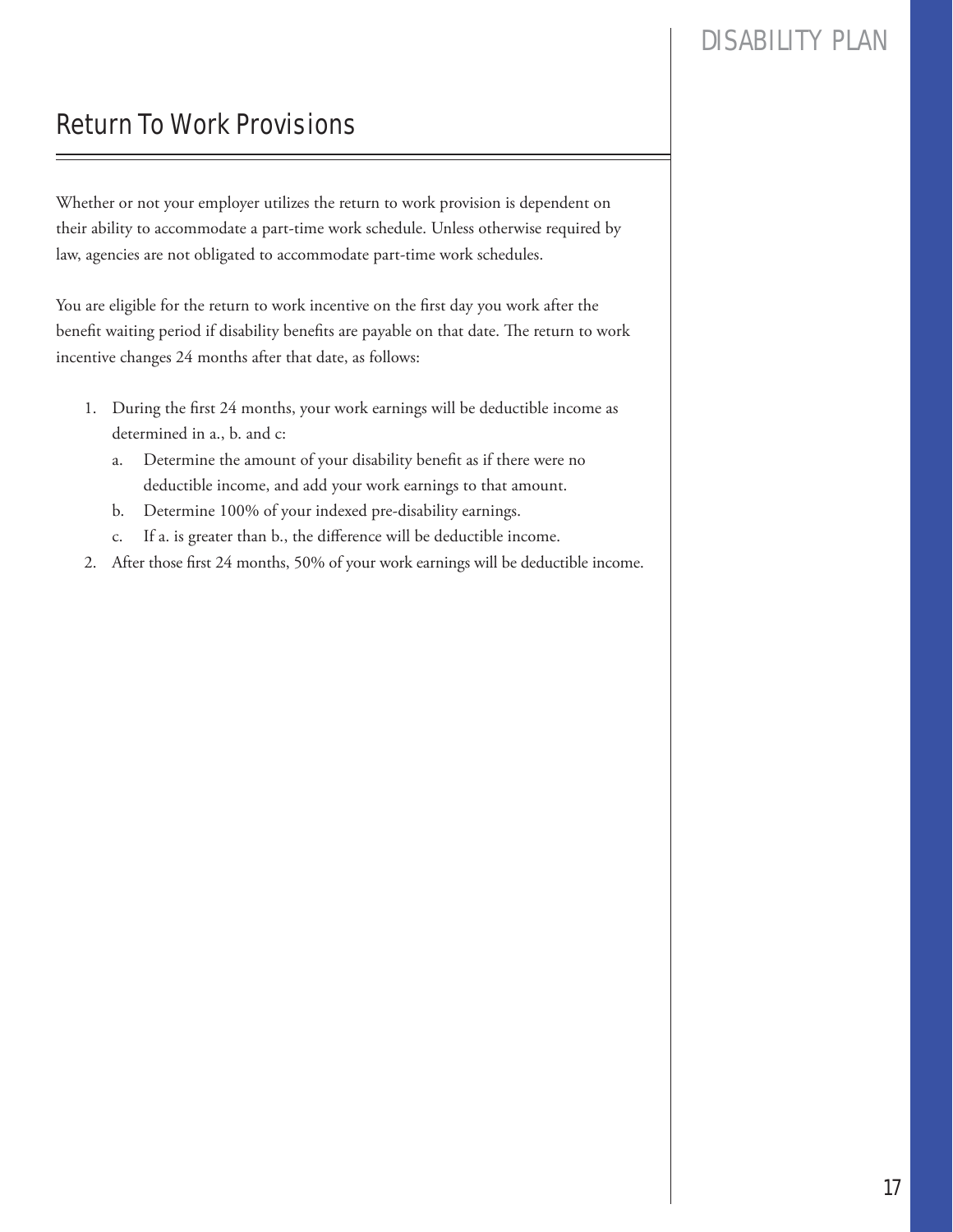## Return To Work Provisions

Whether or not your employer utilizes the return to work provision is dependent on their ability to accommodate a part-time work schedule. Unless otherwise required by law, agencies are not obligated to accommodate part-time work schedules.

You are eligible for the return to work incentive on the first day you work after the benefit waiting period if disability benefits are payable on that date. The return to work incentive changes 24 months after that date, as follows:

1. During the first 24 months, your work earnings will be deductible income as determined in a., b. and c:
   a. Determine the amount of your disability benefit as if there were no deductible income, and add your work earnings to that amount.
   b. Determine 100% of your indexed pre-disability earnings.
   c. If a. is greater than b., the difference will be deductible income.
2. After those first 24 months, 50% of your work earnings will be deductible income.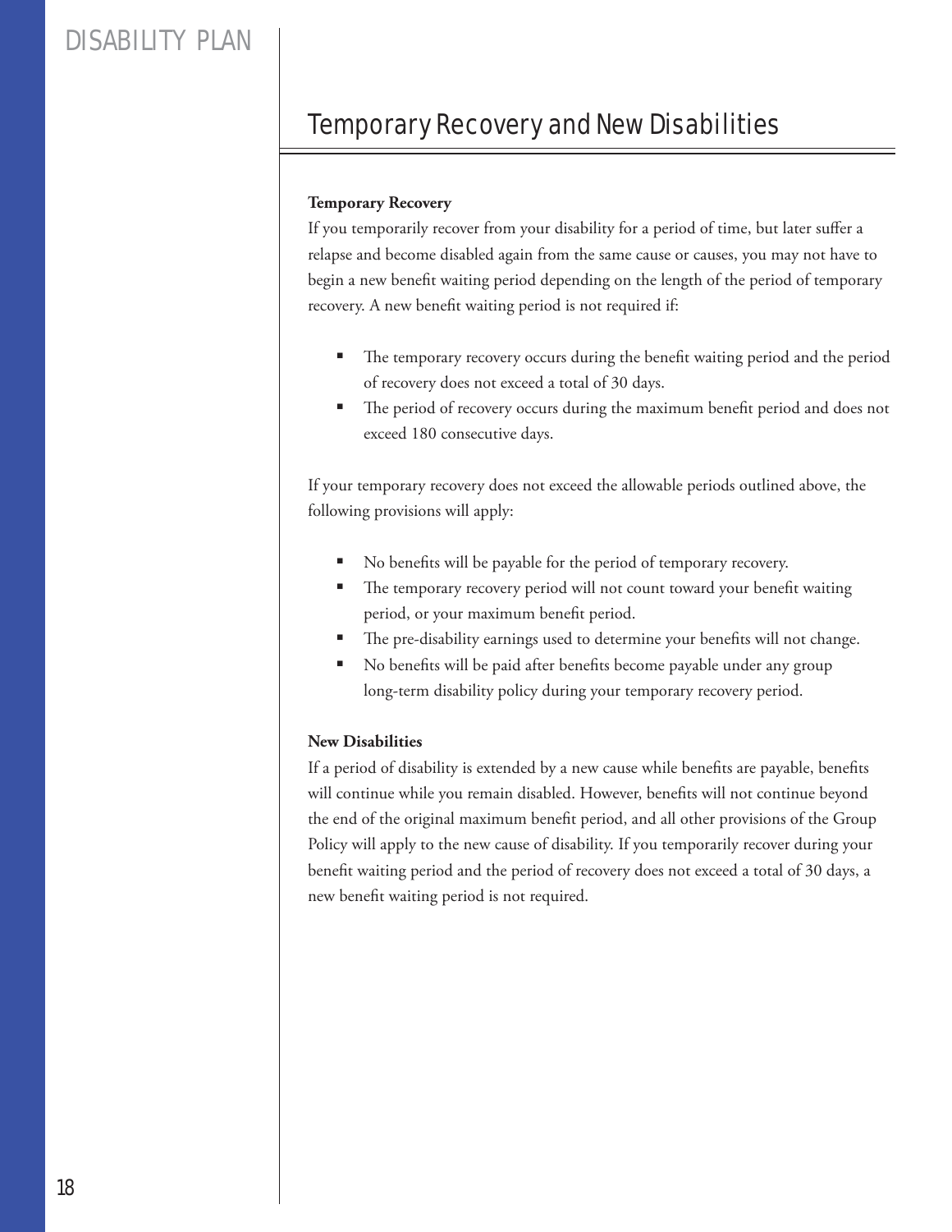## Temporary Recovery and New Disabilities

**Temporary Recovery**

If you temporarily recover from your disability for a period of time, but later suffer a relapse and become disabled again from the same cause or causes, you may not have to begin a new benefit waiting period depending on the length of the period of temporary recovery. A new benefit waiting period is not required if:

- The temporary recovery occurs during the benefit waiting period and the period of recovery does not exceed a total of 30 days.
- The period of recovery occurs during the maximum benefit period and does not exceed 180 consecutive days.

If your temporary recovery does not exceed the allowable periods outlined above, the following provisions will apply:

- No benefits will be payable for the period of temporary recovery.
- The temporary recovery period will not count toward your benefit waiting period, or your maximum benefit period.
- The pre-disability earnings used to determine your benefits will not change.
- No benefits will be paid after benefits become payable under any group long-term disability policy during your temporary recovery period.

**New Disabilities**

If a period of disability is extended by a new cause while benefits are payable, benefits will continue while you remain disabled. However, benefits will not continue beyond the end of the original maximum benefit period, and all other provisions of the Group Policy will apply to the new cause of disability. If you temporarily recover during your benefit waiting period and the period of recovery does not exceed a total of 30 days, a new benefit waiting period is not required.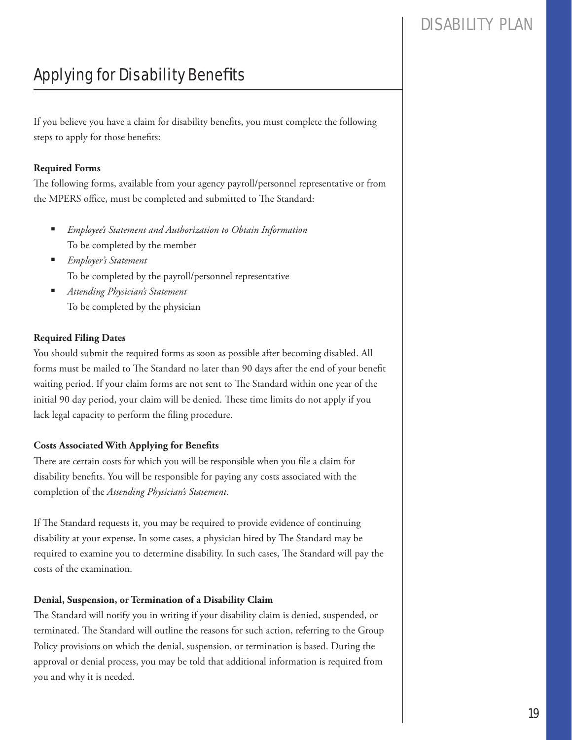## Applying for Disability Benefits

If you believe you have a claim for disability benefits, you must complete the following steps to apply for those benefits:

**Required Forms**

The following forms, available from your agency payroll/personnel representative or from the MPERS office, must be completed and submitted to The Standard:

- *Employee's Statement and Authorization to Obtain Information*
  To be completed by the member
- *Employer's Statement*
  To be completed by the payroll/personnel representative
- *Attending Physician's Statement*
  To be completed by the physician

**Required Filing Dates**

You should submit the required forms as soon as possible after becoming disabled. All forms must be mailed to The Standard no later than 90 days after the end of your benefit waiting period. If your claim forms are not sent to The Standard within one year of the initial 90 day period, your claim will be denied. These time limits do not apply if you lack legal capacity to perform the filing procedure.

**Costs Associated With Applying for Benefits**

There are certain costs for which you will be responsible when you file a claim for disability benefits. You will be responsible for paying any costs associated with the completion of the *Attending Physician's Statement*.

If The Standard requests it, you may be required to provide evidence of continuing disability at your expense. In some cases, a physician hired by The Standard may be required to examine you to determine disability. In such cases, The Standard will pay the costs of the examination.

**Denial, Suspension, or Termination of a Disability Claim**

The Standard will notify you in writing if your disability claim is denied, suspended, or terminated. The Standard will outline the reasons for such action, referring to the Group Policy provisions on which the denial, suspension, or termination is based. During the approval or denial process, you may be told that additional information is required from you and why it is needed.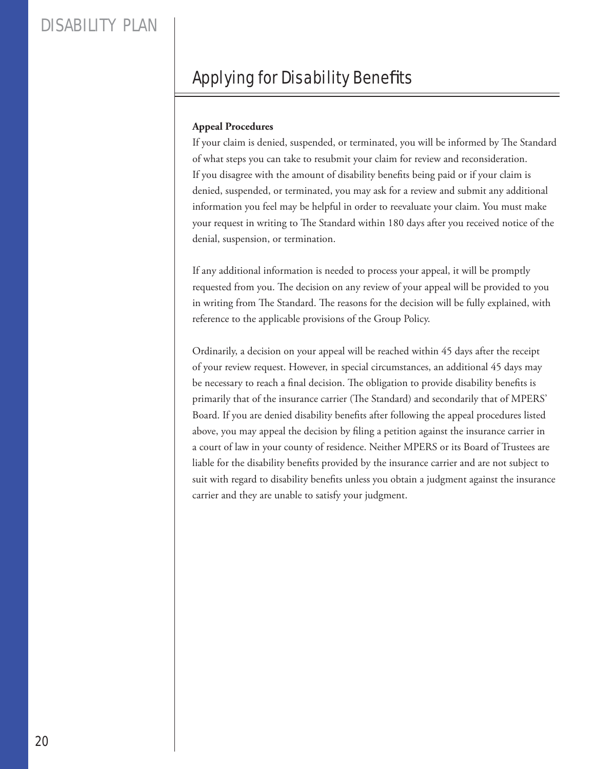## Applying for Disability Benefits

**Appeal Procedures**

If your claim is denied, suspended, or terminated, you will be informed by The Standard of what steps you can take to resubmit your claim for review and reconsideration. If you disagree with the amount of disability benefits being paid or if your claim is denied, suspended, or terminated, you may ask for a review and submit any additional information you feel may be helpful in order to reevaluate your claim. You must make your request in writing to The Standard within 180 days after you received notice of the denial, suspension, or termination.

If any additional information is needed to process your appeal, it will be promptly requested from you. The decision on any review of your appeal will be provided to you in writing from The Standard. The reasons for the decision will be fully explained, with reference to the applicable provisions of the Group Policy.

Ordinarily, a decision on your appeal will be reached within 45 days after the receipt of your review request. However, in special circumstances, an additional 45 days may be necessary to reach a final decision. The obligation to provide disability benefits is primarily that of the insurance carrier (The Standard) and secondarily that of MPERS' Board. If you are denied disability benefits after following the appeal procedures listed above, you may appeal the decision by filing a petition against the insurance carrier in a court of law in your county of residence. Neither MPERS or its Board of Trustees are liable for the disability benefits provided by the insurance carrier and are not subject to suit with regard to disability benefits unless you obtain a judgment against the insurance carrier and they are unable to satisfy your judgment.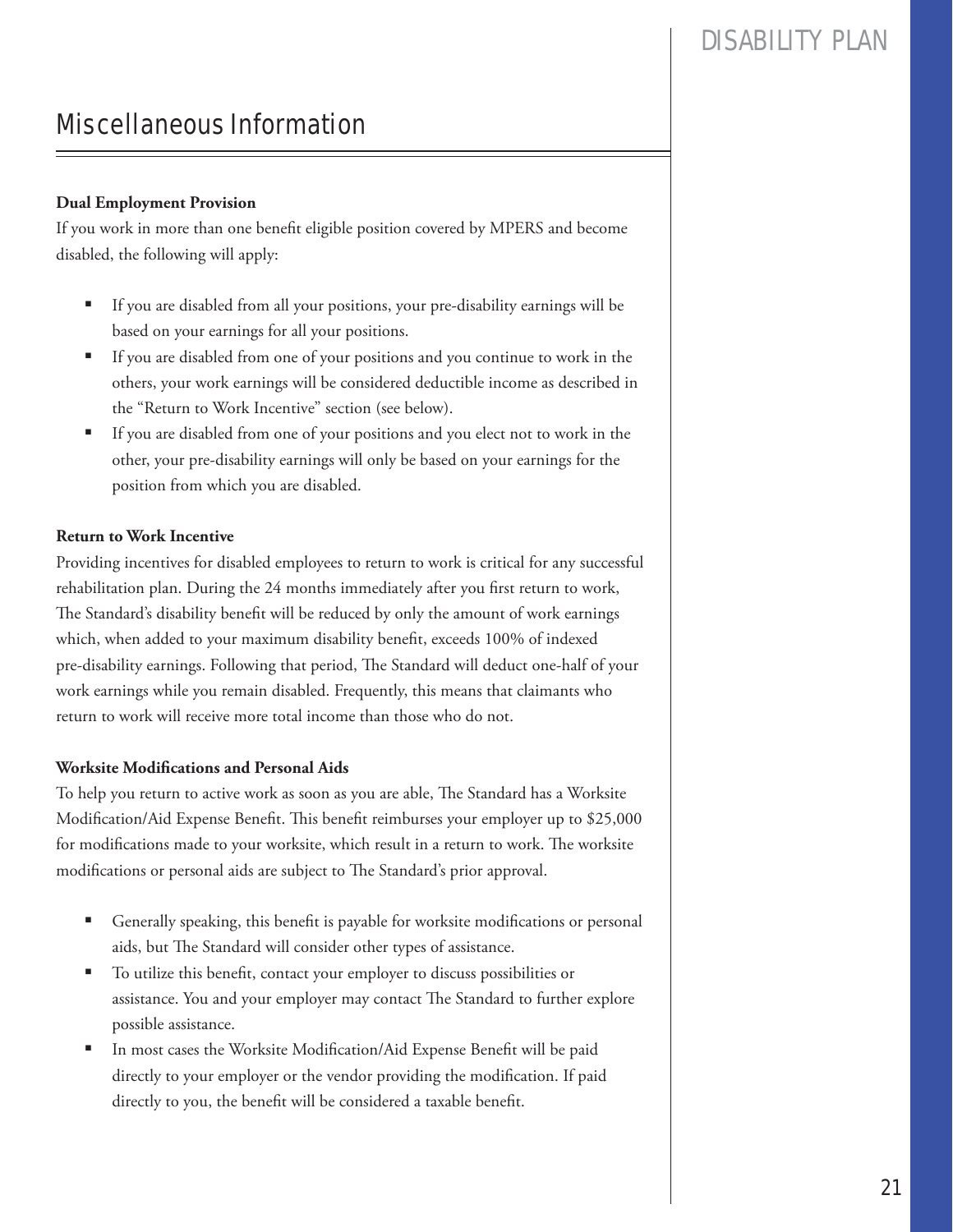## Miscellaneous Information

**Dual Employment Provision**

If you work in more than one benefit eligible position covered by MPERS and become disabled, the following will apply:

- If you are disabled from all your positions, your pre-disability earnings will be based on your earnings for all your positions.
- If you are disabled from one of your positions and you continue to work in the others, your work earnings will be considered deductible income as described in the "Return to Work Incentive" section (see below).
- If you are disabled from one of your positions and you elect not to work in the other, your pre-disability earnings will only be based on your earnings for the position from which you are disabled.

**Return to Work Incentive**

Providing incentives for disabled employees to return to work is critical for any successful rehabilitation plan. During the 24 months immediately after you first return to work, The Standard's disability benefit will be reduced by only the amount of work earnings which, when added to your maximum disability benefit, exceeds 100% of indexed pre-disability earnings. Following that period, The Standard will deduct one-half of your work earnings while you remain disabled. Frequently, this means that claimants who return to work will receive more total income than those who do not.

**Worksite Modifications and Personal Aids**

To help you return to active work as soon as you are able, The Standard has a Worksite Modification/Aid Expense Benefit. This benefit reimburses your employer up to $25,000 for modifications made to your worksite, which result in a return to work. The worksite modifications or personal aids are subject to The Standard's prior approval.

- Generally speaking, this benefit is payable for worksite modifications or personal aids, but The Standard will consider other types of assistance.
- To utilize this benefit, contact your employer to discuss possibilities or assistance. You and your employer may contact The Standard to further explore possible assistance.
- In most cases the Worksite Modification/Aid Expense Benefit will be paid directly to your employer or the vendor providing the modification. If paid directly to you, the benefit will be considered a taxable benefit.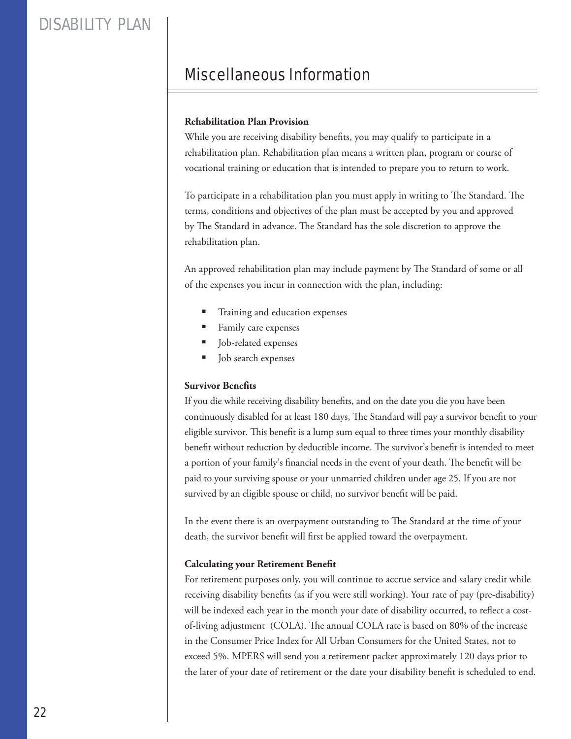## Miscellaneous Information

**Rehabilitation Plan Provision**

While you are receiving disability benefits, you may qualify to participate in a rehabilitation plan. Rehabilitation plan means a written plan, program or course of vocational training or education that is intended to prepare you to return to work.

To participate in a rehabilitation plan you must apply in writing to The Standard. The terms, conditions and objectives of the plan must be accepted by you and approved by The Standard in advance. The Standard has the sole discretion to approve the rehabilitation plan.

An approved rehabilitation plan may include payment by The Standard of some or all of the expenses you incur in connection with the plan, including:

- Training and education expenses
- Family care expenses
- Job-related expenses
- Job search expenses

**Survivor Benefits**

If you die while receiving disability benefits, and on the date you die you have been continuously disabled for at least 180 days, The Standard will pay a survivor benefit to your eligible survivor. This benefit is a lump sum equal to three times your monthly disability benefit without reduction by deductible income. The survivor's benefit is intended to meet a portion of your family's financial needs in the event of your death. The benefit will be paid to your surviving spouse or your unmarried children under age 25. If you are not survived by an eligible spouse or child, no survivor benefit will be paid.

In the event there is an overpayment outstanding to The Standard at the time of your death, the survivor benefit will first be applied toward the overpayment.

**Calculating your Retirement Benefit**

For retirement purposes only, you will continue to accrue service and salary credit while receiving disability benefits (as if you were still working). Your rate of pay (pre-disability) will be indexed each year in the month your date of disability occurred, to reflect a cost-of-living adjustment (COLA). The annual COLA rate is based on 80% of the increase in the Consumer Price Index for All Urban Consumers for the United States, not to exceed 5%. MPERS will send you a retirement packet approximately 120 days prior to the later of your date of retirement or the date your disability benefit is scheduled to end.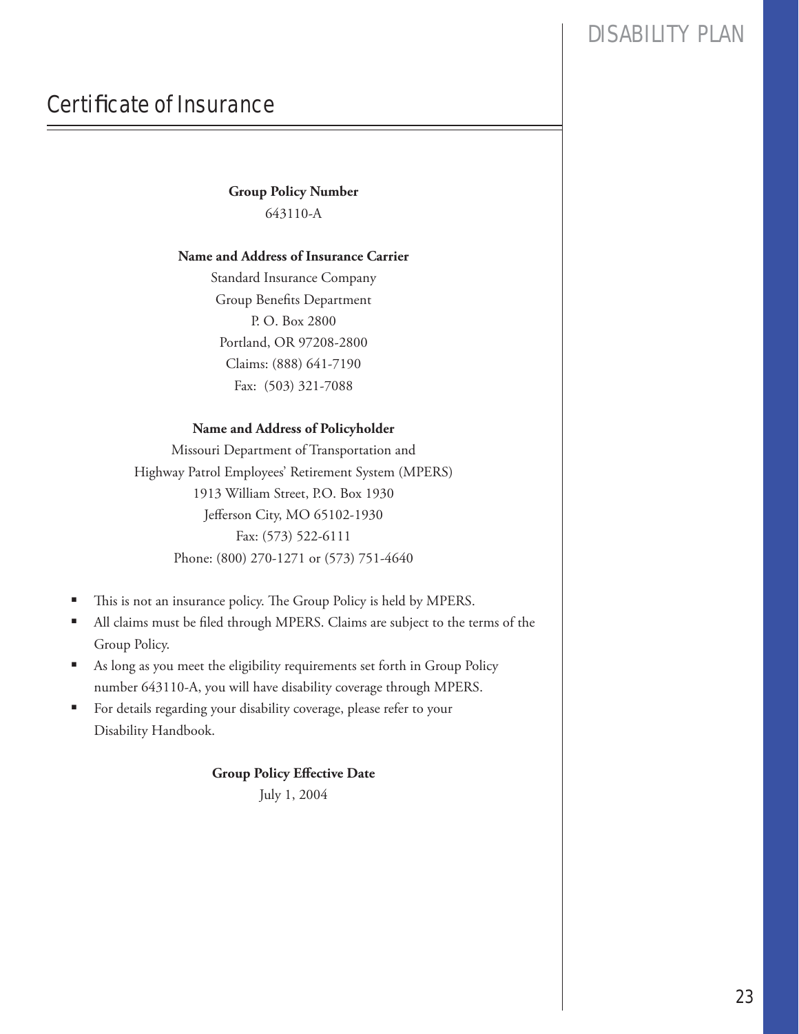# Certificate of Insurance

**Group Policy Number**

643110-A

**Name and Address of Insurance Carrier**

Standard Insurance Company
Group Benefits Department
P. O. Box 2800
Portland, OR 97208-2800
Claims: (888) 641-7190
Fax: (503) 321-7088

**Name and Address of Policyholder**

Missouri Department of Transportation and
Highway Patrol Employees' Retirement System (MPERS)
1913 William Street, P.O. Box 1930
Jefferson City, MO 65102-1930
Fax: (573) 522-6111
Phone: (800) 270-1271 or (573) 751-4640

- This is not an insurance policy. The Group Policy is held by MPERS.
- All claims must be filed through MPERS. Claims are subject to the terms of the Group Policy.
- As long as you meet the eligibility requirements set forth in Group Policy number 643110-A, you will have disability coverage through MPERS.
- For details regarding your disability coverage, please refer to your Disability Handbook.

**Group Policy Effective Date**

July 1, 2004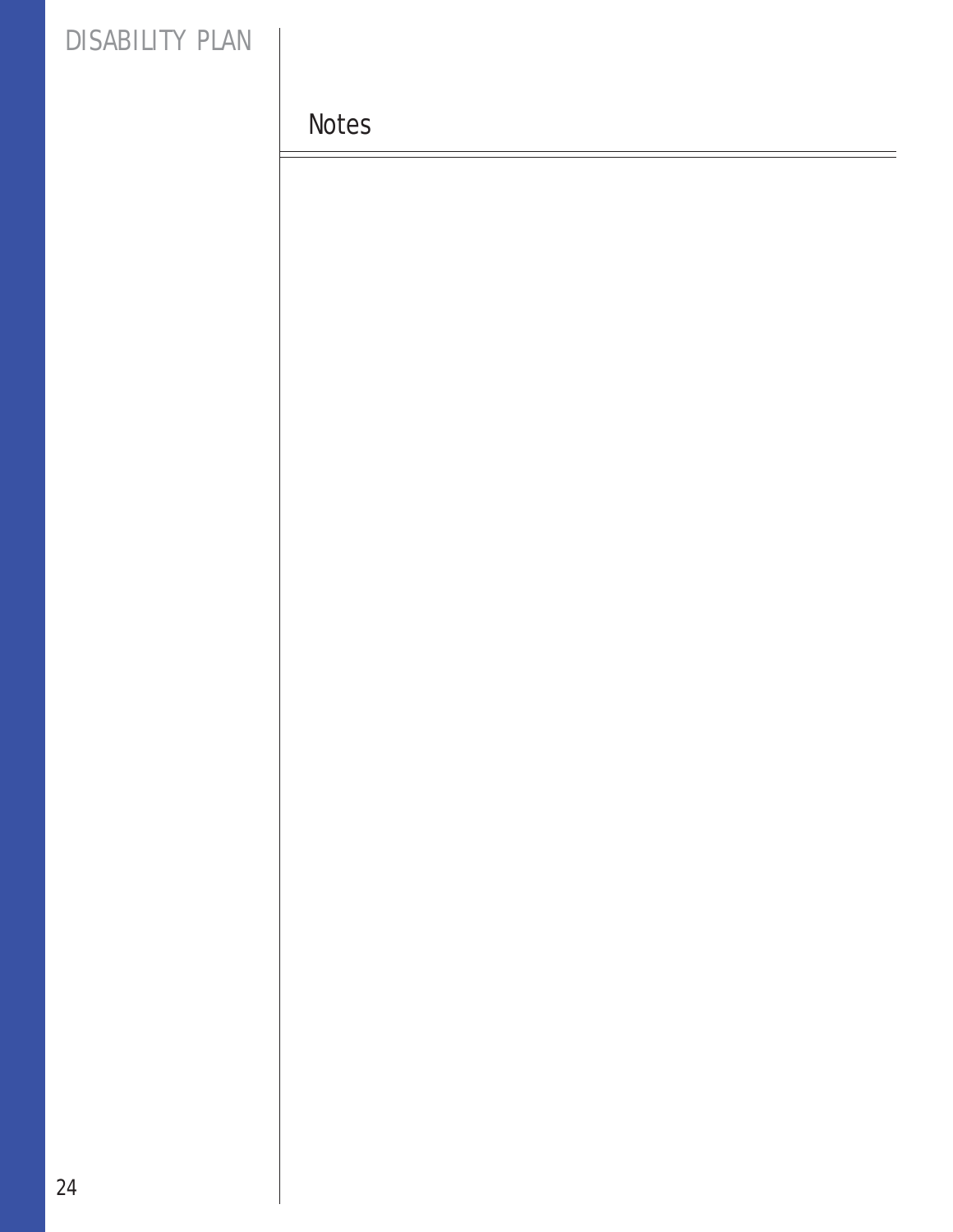## Notes